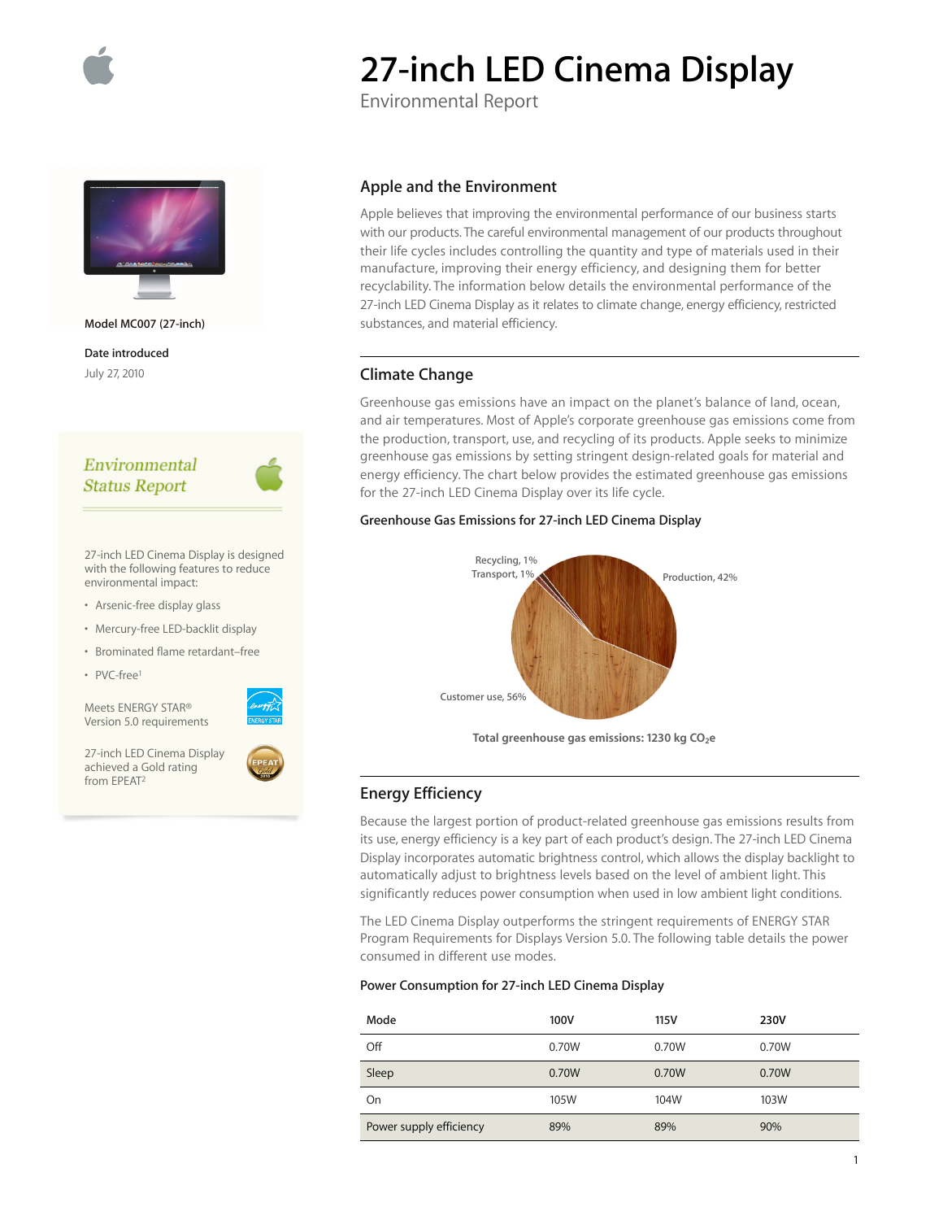# 27-inch LED Cinema Display

Environmental Report

Model MC007 (27-inch)

**Date introduced**

July 27, 2010

*Environmental Status Report*

27-inch LED Cinema Display is designed with the following features to reduce environmental impact:

- Arsenic-free display glass
- Mercury-free LED-backlit display
- Brominated flame retardant–free
- PVC-free[1]

Meets ENERGY STAR® Version 5.0 requirements

27-inch LED Cinema Display achieved a Gold rating from EPEAT[2]

## Apple and the Environment

Apple believes that improving the environmental performance of our business starts with our products. The careful environmental management of our products throughout their life cycles includes controlling the quantity and type of materials used in their manufacture, improving their energy efficiency, and designing them for better recyclability. The information below details the environmental performance of the 27-inch LED Cinema Display as it relates to climate change, energy efficiency, restricted substances, and material efficiency.

## Climate Change

Greenhouse gas emissions have an impact on the planet's balance of land, ocean, and air temperatures. Most of Apple's corporate greenhouse gas emissions come from the production, transport, use, and recycling of its products. Apple seeks to minimize greenhouse gas emissions by setting stringent design-related goals for material and energy efficiency. The chart below provides the estimated greenhouse gas emissions for the 27-inch LED Cinema Display over its life cycle.

**Greenhouse Gas Emissions for 27-inch LED Cinema Display**

Recycling, 1%
Transport, 1%
Production, 42%
Customer use, 56%

**Total greenhouse gas emissions: 1230 kg $CO_2e$**

## Energy Efficiency

Because the largest portion of product-related greenhouse gas emissions results from its use, energy efficiency is a key part of each product's design. The 27-inch LED Cinema Display incorporates automatic brightness control, which allows the display backlight to automatically adjust to brightness levels based on the level of ambient light. This significantly reduces power consumption when used in low ambient light conditions.

The LED Cinema Display outperforms the stringent requirements of ENERGY STAR Program Requirements for Displays Version 5.0. The following table details the power consumed in different use modes.

**Power Consumption for 27-inch LED Cinema Display**

| Mode | 100V | 115V | 230V |
|---|---|---|---|
| Off | 0.70W | 0.70W | 0.70W |
| Sleep | 0.70W | 0.70W | 0.70W |
| On | 105W | 104W | 103W |
| Power supply efficiency | 89% | 89% | 90% |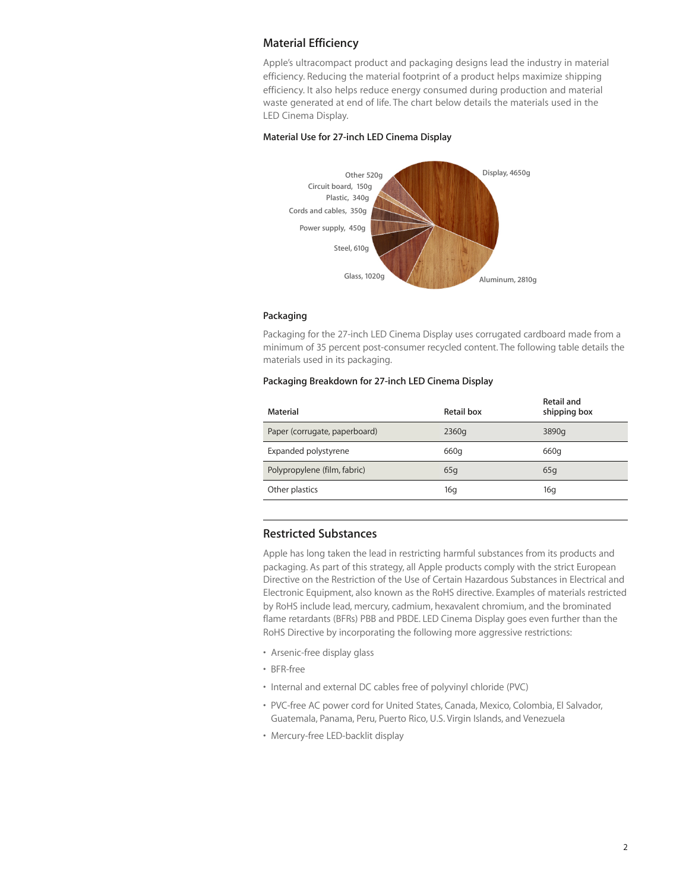## Material Efficiency

Apple's ultracompact product and packaging designs lead the industry in material efficiency. Reducing the material footprint of a product helps maximize shipping efficiency. It also helps reduce energy consumed during production and material waste generated at end of life. The chart below details the materials used in the LED Cinema Display.

### Material Use for 27-inch LED Cinema Display

Display, 4650g
Aluminum, 2810g
Glass, 1020g
Steel, 610g
Power supply, 450g
Cords and cables, 350g
Plastic, 340g
Circuit board, 150g
Other 520g

### Packaging

Packaging for the 27-inch LED Cinema Display uses corrugated cardboard made from a minimum of 35 percent post-consumer recycled content. The following table details the materials used in its packaging.

### Packaging Breakdown for 27-inch LED Cinema Display

| Material | Retail box | Retail and shipping box |
|---|---|---|
| Paper (corrugate, paperboard) | 2360g | 3890g |
| Expanded polystyrene | 660g | 660g |
| Polypropylene (film, fabric) | 65g | 65g |
| Other plastics | 16g | 16g |

## Restricted Substances

Apple has long taken the lead in restricting harmful substances from its products and packaging. As part of this strategy, all Apple products comply with the strict European Directive on the Restriction of the Use of Certain Hazardous Substances in Electrical and Electronic Equipment, also known as the RoHS directive. Examples of materials restricted by RoHS include lead, mercury, cadmium, hexavalent chromium, and the brominated flame retardants (BFRs) PBB and PBDE. LED Cinema Display goes even further than the RoHS Directive by incorporating the following more aggressive restrictions:

- Arsenic-free display glass
- BFR-free
- Internal and external DC cables free of polyvinyl chloride (PVC)
- PVC-free AC power cord for United States, Canada, Mexico, Colombia, El Salvador, Guatemala, Panama, Peru, Puerto Rico, U.S. Virgin Islands, and Venezuela
- Mercury-free LED-backlit display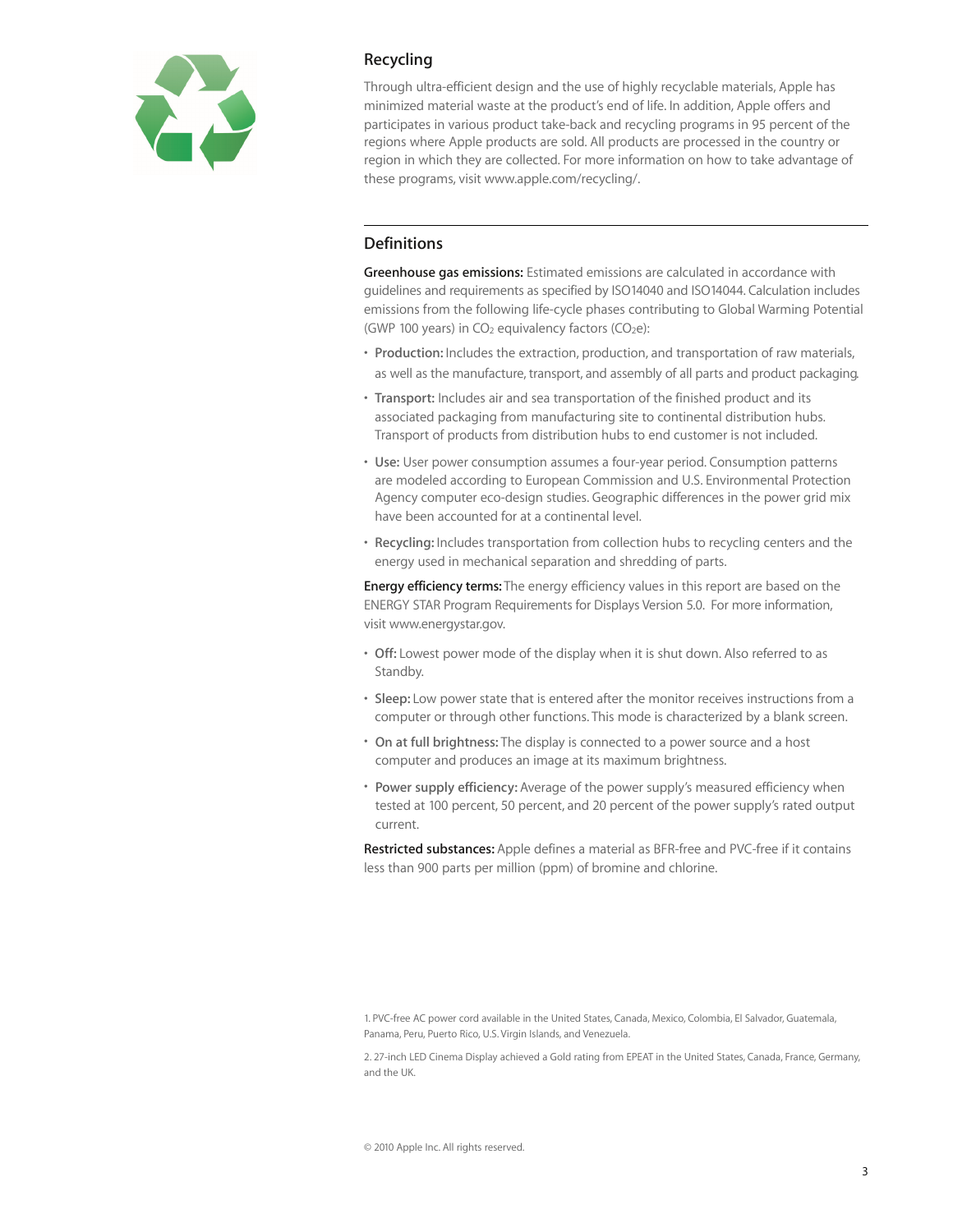## Recycling

Through ultra-efficient design and the use of highly recyclable materials, Apple has minimized material waste at the product's end of life. In addition, Apple offers and participates in various product take-back and recycling programs in 95 percent of the regions where Apple products are sold. All products are processed in the country or region in which they are collected. For more information on how to take advantage of these programs, visit www.apple.com/recycling/.

## Definitions

**Greenhouse gas emissions:** Estimated emissions are calculated in accordance with guidelines and requirements as specified by ISO14040 and ISO14044. Calculation includes emissions from the following life-cycle phases contributing to Global Warming Potential (GWP 100 years) in $CO_2$ equivalency factors ($CO_2e$):

- **Production:** Includes the extraction, production, and transportation of raw materials, as well as the manufacture, transport, and assembly of all parts and product packaging.
- **Transport:** Includes air and sea transportation of the finished product and its associated packaging from manufacturing site to continental distribution hubs. Transport of products from distribution hubs to end customer is not included.
- **Use:** User power consumption assumes a four-year period. Consumption patterns are modeled according to European Commission and U.S. Environmental Protection Agency computer eco-design studies. Geographic differences in the power grid mix have been accounted for at a continental level.
- **Recycling:** Includes transportation from collection hubs to recycling centers and the energy used in mechanical separation and shredding of parts.

**Energy efficiency terms:** The energy efficiency values in this report are based on the ENERGY STAR Program Requirements for Displays Version 5.0. For more information, visit www.energystar.gov.

- **Off:** Lowest power mode of the display when it is shut down. Also referred to as Standby.
- **Sleep:** Low power state that is entered after the monitor receives instructions from a computer or through other functions. This mode is characterized by a blank screen.
- **On at full brightness:** The display is connected to a power source and a host computer and produces an image at its maximum brightness.
- **Power supply efficiency:** Average of the power supply's measured efficiency when tested at 100 percent, 50 percent, and 20 percent of the power supply's rated output current.

**Restricted substances:** Apple defines a material as BFR-free and PVC-free if it contains less than 900 parts per million (ppm) of bromine and chlorine.

1. PVC-free AC power cord available in the United States, Canada, Mexico, Colombia, El Salvador, Guatemala, Panama, Peru, Puerto Rico, U.S. Virgin Islands, and Venezuela.

2. 27-inch LED Cinema Display achieved a Gold rating from EPEAT in the United States, Canada, France, Germany, and the UK.

© 2010 Apple Inc. All rights reserved.